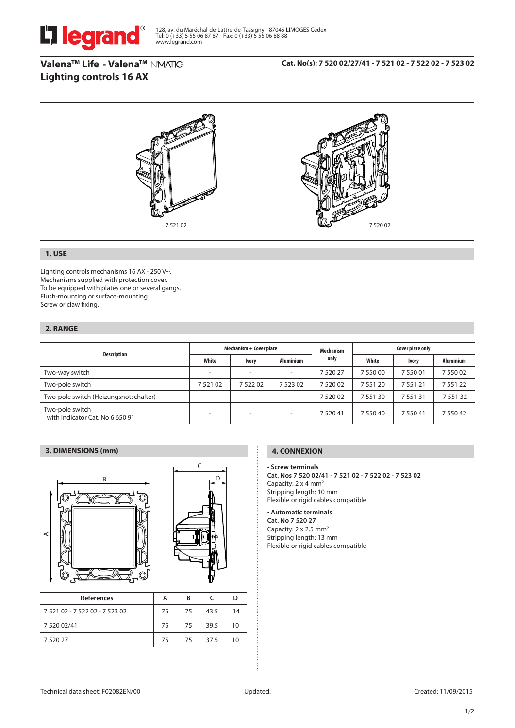128, av. du Maréchal-de-Lattre-de-Tassigny - 87045 LIMOGES Cedex
Tel: 0 (+33) 5 55 06 87 87 - Fax: 0 (+33) 5 55 06 88 88
www.legrand.com

# Valena™ Life - Valena™ INMATIC Lighting controls 16 AX

**Cat. No(s): 7 520 02/27/41 - 7 521 02 - 7 522 02 - 7 523 02**

7 521 02

7 520 02

## 1. USE

Lighting controls mechanisms 16 AX - 250 V~.
Mechanisms supplied with protection cover.
To be equipped with plates one or several gangs.
Flush-mounting or surface-mounting.
Screw or claw fixing.

## 2. RANGE

| Description | Mechanism + Cover plate | | | Mechanism only | Cover plate only | | |
|---|---|---|---|---|---|---|---|
| | White | Ivory | Aluminium | | White | Ivory | Aluminium |
| Two-way switch | - | - | - | 7 520 27 | 7 550 00 | 7 550 01 | 7 550 02 |
| Two-pole switch | 7 521 02 | 7 522 02 | 7 523 02 | 7 520 02 | 7 551 20 | 7 551 21 | 7 551 22 |
| Two-pole switch (Heizungsnotschalter) | - | - | - | 7 520 02 | 7 551 30 | 7 551 31 | 7 551 32 |
| Two-pole switch with indicator Cat. No 6 650 91 | - | - | - | 7 520 41 | 7 550 40 | 7 550 41 | 7 550 42 |

## 3. DIMENSIONS (mm)

| References | A | B | C | D |
|---|---|---|---|---|
| 7 521 02 - 7 522 02 - 7 523 02 | 75 | 75 | 43.5 | 14 |
| 7 520 02/41 | 75 | 75 | 39.5 | 10 |
| 7 520 27 | 75 | 75 | 37.5 | 10 |

## 4. CONNEXION

**• Screw terminals**
**Cat. Nos 7 520 02/41 - 7 521 02 - 7 522 02 - 7 523 02**
Capacity: 2 x 4 mm²
Stripping length: 10 mm
Flexible or rigid cables compatible

**• Automatic terminals**
**Cat. No 7 520 27**
Capacity: 2 x 2.5 mm²
Stripping length: 13 mm
Flexible or rigid cables compatible

Technical data sheet: F02082EN/00 Updated: Created: 11/09/2015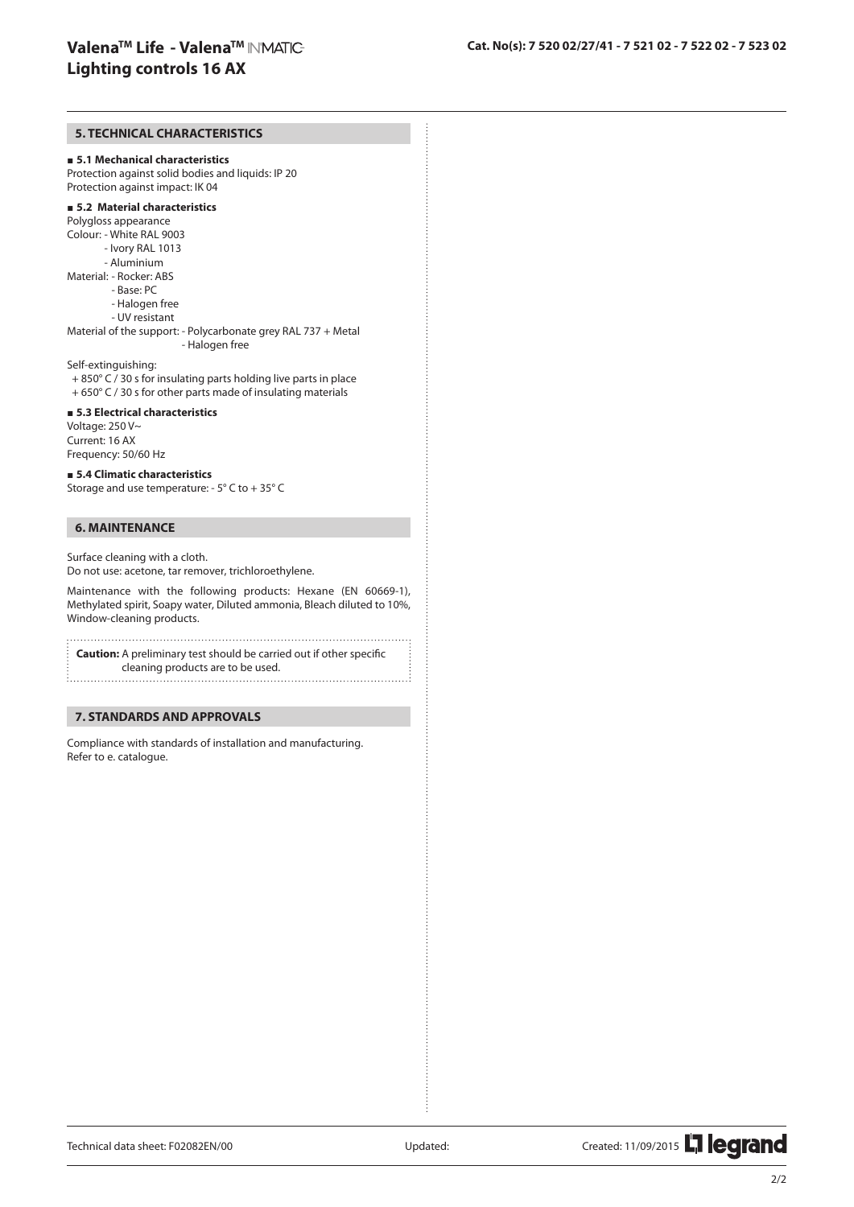## 5. TECHNICAL CHARACTERISTICS

**■ 5.1 Mechanical characteristics**

Protection against solid bodies and liquids: IP 20
Protection against impact: IK 04

**■ 5.2 Material characteristics**

Polygloss appearance
Colour: - White RAL 9003
- Ivory RAL 1013
- Aluminium

Material: - Rocker: ABS
- Base: PC
- Halogen free
- UV resistant

Material of the support: - Polycarbonate grey RAL 737 + Metal
- Halogen free

Self-extinguishing:
+ 850° C / 30 s for insulating parts holding live parts in place
+ 650° C / 30 s for other parts made of insulating materials

**■ 5.3 Electrical characteristics**

Voltage: 250 V~
Current: 16 AX
Frequency: 50/60 Hz

**■ 5.4 Climatic characteristics**

Storage and use temperature: - 5° C to + 35° C

## 6. MAINTENANCE

Surface cleaning with a cloth.
Do not use: acetone, tar remover, trichloroethylene.

Maintenance with the following products: Hexane (EN 60669-1), Methylated spirit, Soapy water, Diluted ammonia, Bleach diluted to 10%, Window-cleaning products.

**Caution:** A preliminary test should be carried out if other specific cleaning products are to be used.

## 7. STANDARDS AND APPROVALS

Compliance with standards of installation and manufacturing.
Refer to e. catalogue.